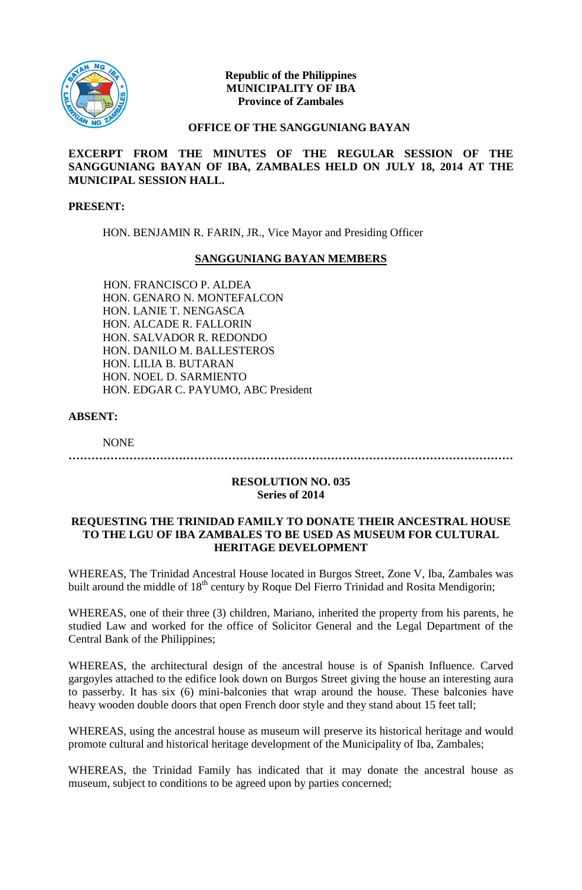**Republic of the Philippines**
**MUNICIPALITY OF IBA**
**Province of Zambales**

**OFFICE OF THE SANGGUNIANG BAYAN**

**EXCERPT FROM THE MINUTES OF THE REGULAR SESSION OF THE SANGGUNIANG BAYAN OF IBA, ZAMBALES HELD ON JULY 18, 2014 AT THE MUNICIPAL SESSION HALL.**

**PRESENT:**

HON. BENJAMIN R. FARIN, JR., Vice Mayor and Presiding Officer

**SANGGUNIANG BAYAN MEMBERS**

HON. FRANCISCO P. ALDEA
HON. GENARO N. MONTEFALCON
HON. LANIE T. NENGASCA
HON. ALCADE R. FALLORIN
HON. SALVADOR R. REDONDO
HON. DANILO M. BALLESTEROS
HON. LILIA B. BUTARAN
HON. NOEL D. SARMIENTO
HON. EDGAR C. PAYUMO, ABC President

**ABSENT:**

NONE

…………………………………………………………………………………………………

**RESOLUTION NO. 035**
**Series of 2014**

**REQUESTING THE TRINIDAD FAMILY TO DONATE THEIR ANCESTRAL HOUSE TO THE LGU OF IBA ZAMBALES TO BE USED AS MUSEUM FOR CULTURAL HERITAGE DEVELOPMENT**

WHEREAS, The Trinidad Ancestral House located in Burgos Street, Zone V, Iba, Zambales was built around the middle of 18th century by Roque Del Fierro Trinidad and Rosita Mendigorin;

WHEREAS, one of their three (3) children, Mariano, inherited the property from his parents, he studied Law and worked for the office of Solicitor General and the Legal Department of the Central Bank of the Philippines;

WHEREAS, the architectural design of the ancestral house is of Spanish Influence. Carved gargoyles attached to the edifice look down on Burgos Street giving the house an interesting aura to passerby. It has six (6) mini-balconies that wrap around the house. These balconies have heavy wooden double doors that open French door style and they stand about 15 feet tall;

WHEREAS, using the ancestral house as museum will preserve its historical heritage and would promote cultural and historical heritage development of the Municipality of Iba, Zambales;

WHEREAS, the Trinidad Family has indicated that it may donate the ancestral house as museum, subject to conditions to be agreed upon by parties concerned;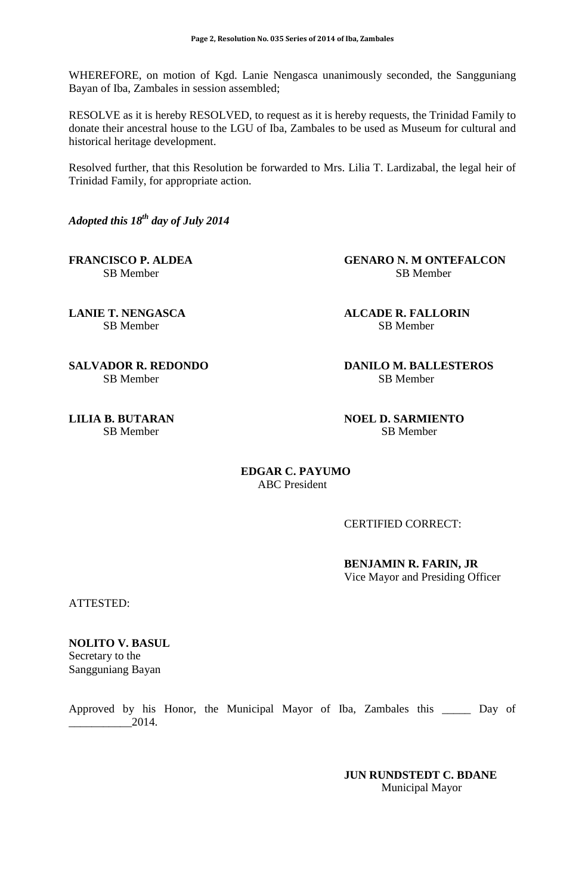WHEREFORE, on motion of Kgd. Lanie Nengasca unanimously seconded, the Sangguniang Bayan of Iba, Zambales in session assembled;

RESOLVE as it is hereby RESOLVED, to request as it is hereby requests, the Trinidad Family to donate their ancestral house to the LGU of Iba, Zambales to be used as Museum for cultural and historical heritage development.

Resolved further, that this Resolution be forwarded to Mrs. Lilia T. Lardizabal, the legal heir of Trinidad Family, for appropriate action.

***Adopted this 18th day of July 2014***

**FRANCISCO P. ALDEA**
SB Member

**GENARO N. M ONTEFALCON**
SB Member

**LANIE T. NENGASCA**
SB Member

**ALCADE R. FALLORIN**
SB Member

**SALVADOR R. REDONDO**
SB Member

**DANILO M. BALLESTEROS**
SB Member

**LILIA B. BUTARAN**
SB Member

**NOEL D. SARMIENTO**
SB Member

**EDGAR C. PAYUMO**
ABC President

CERTIFIED CORRECT:

**BENJAMIN R. FARIN, JR**
Vice Mayor and Presiding Officer

ATTESTED:

**NOLITO V. BASUL**
Secretary to the
Sangguniang Bayan

Approved by his Honor, the Municipal Mayor of Iba, Zambales this _____ Day of ___________2014.

**JUN RUNDSTEDT C. BDANE**
Municipal Mayor